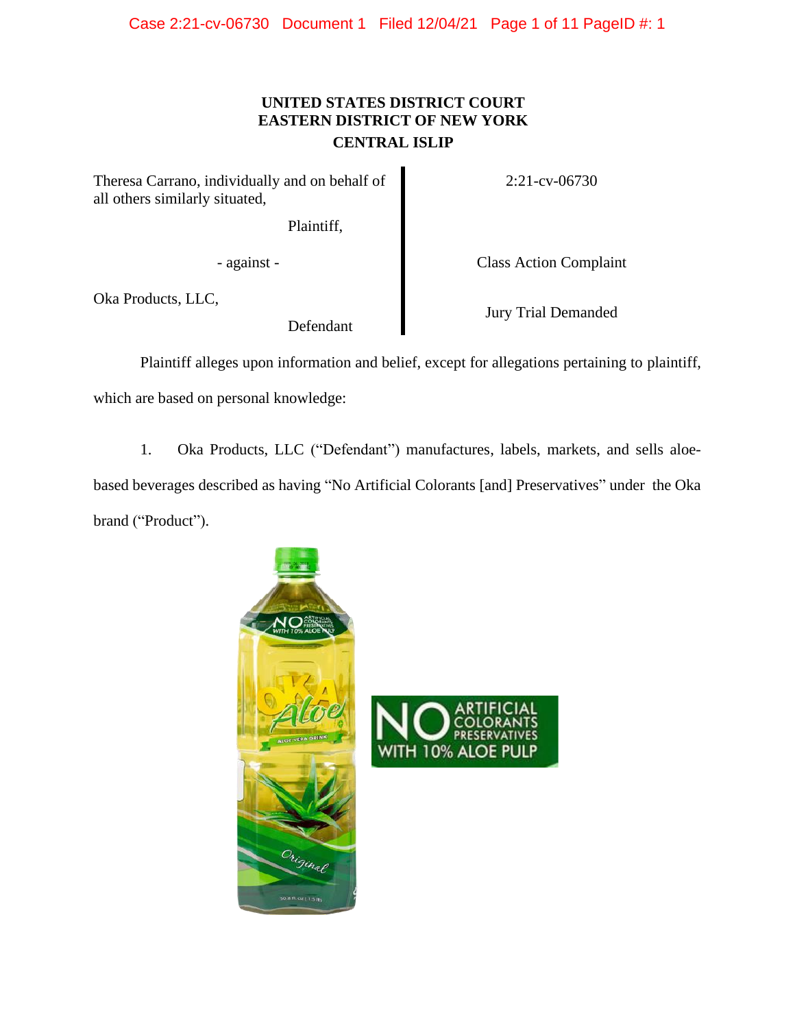**UNITED STATES DISTRICT COURT**
**EASTERN DISTRICT OF NEW YORK**
**CENTRAL ISLIP**

| | |
|---|---|
| Theresa Carrano, individually and on behalf of all others similarly situated, Plaintiff, | 2:21-cv-06730 |
| - against - | Class Action Complaint |
| Oka Products, LLC, Defendant | Jury Trial Demanded |

Plaintiff alleges upon information and belief, except for allegations pertaining to plaintiff, which are based on personal knowledge:

1. Oka Products, LLC ("Defendant") manufactures, labels, markets, and sells aloe-based beverages described as having "No Artificial Colorants [and] Preservatives" under the Oka brand ("Product").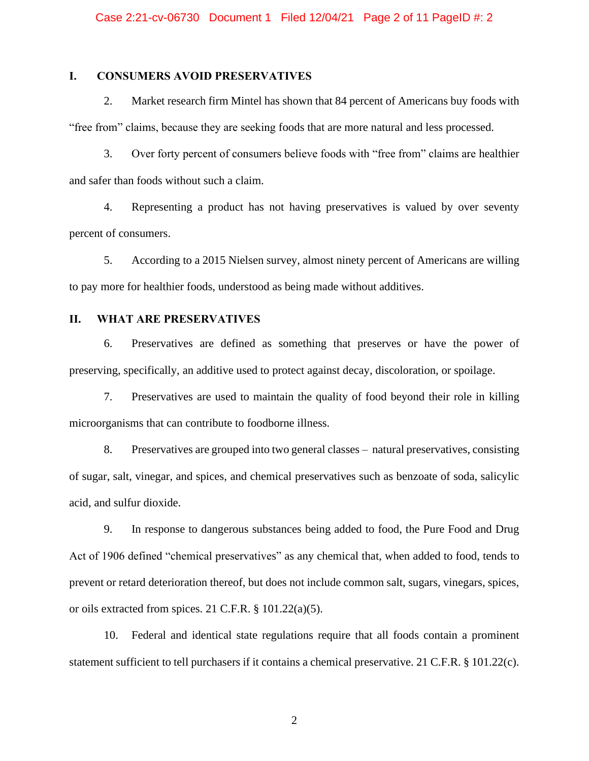## I. CONSUMERS AVOID PRESERVATIVES

2. Market research firm Mintel has shown that 84 percent of Americans buy foods with "free from" claims, because they are seeking foods that are more natural and less processed.

3. Over forty percent of consumers believe foods with "free from" claims are healthier and safer than foods without such a claim.

4. Representing a product has not having preservatives is valued by over seventy percent of consumers.

5. According to a 2015 Nielsen survey, almost ninety percent of Americans are willing to pay more for healthier foods, understood as being made without additives.

## II. WHAT ARE PRESERVATIVES

6. Preservatives are defined as something that preserves or have the power of preserving, specifically, an additive used to protect against decay, discoloration, or spoilage.

7. Preservatives are used to maintain the quality of food beyond their role in killing microorganisms that can contribute to foodborne illness.

8. Preservatives are grouped into two general classes – natural preservatives, consisting of sugar, salt, vinegar, and spices, and chemical preservatives such as benzoate of soda, salicylic acid, and sulfur dioxide.

9. In response to dangerous substances being added to food, the Pure Food and Drug Act of 1906 defined "chemical preservatives" as any chemical that, when added to food, tends to prevent or retard deterioration thereof, but does not include common salt, sugars, vinegars, spices, or oils extracted from spices. 21 C.F.R. § 101.22(a)(5).

10. Federal and identical state regulations require that all foods contain a prominent statement sufficient to tell purchasers if it contains a chemical preservative. 21 C.F.R. § 101.22(c).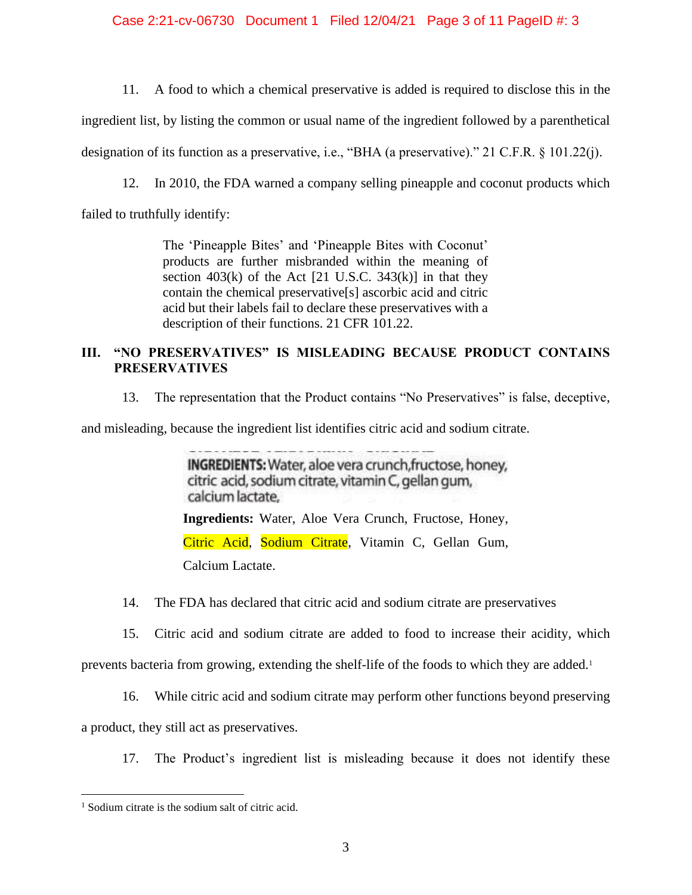11. A food to which a chemical preservative is added is required to disclose this in the ingredient list, by listing the common or usual name of the ingredient followed by a parenthetical designation of its function as a preservative, i.e., "BHA (a preservative)." 21 C.F.R. § 101.22(j).

12. In 2010, the FDA warned a company selling pineapple and coconut products which failed to truthfully identify:

> The 'Pineapple Bites' and 'Pineapple Bites with Coconut' products are further misbranded within the meaning of section 403(k) of the Act [21 U.S.C. 343(k)] in that they contain the chemical preservative[s] ascorbic acid and citric acid but their labels fail to declare these preservatives with a description of their functions. 21 CFR 101.22.

## III. "NO PRESERVATIVES" IS MISLEADING BECAUSE PRODUCT CONTAINS PRESERVATIVES

13. The representation that the Product contains "No Preservatives" is false, deceptive, and misleading, because the ingredient list identifies citric acid and sodium citrate.

> **INGREDIENTS:** Water, aloe vera crunch,fructose, honey, citric acid, sodium citrate, vitamin C, gellan gum, calcium lactate,

> **Ingredients:** Water, Aloe Vera Crunch, Fructose, Honey, Citric Acid, Sodium Citrate, Vitamin C, Gellan Gum, Calcium Lactate.

14. The FDA has declared that citric acid and sodium citrate are preservatives

15. Citric acid and sodium citrate are added to food to increase their acidity, which prevents bacteria from growing, extending the shelf-life of the foods to which they are added.[1]

16. While citric acid and sodium citrate may perform other functions beyond preserving a product, they still act as preservatives.

17. The Product's ingredient list is misleading because it does not identify these

---

[1] Sodium citrate is the sodium salt of citric acid.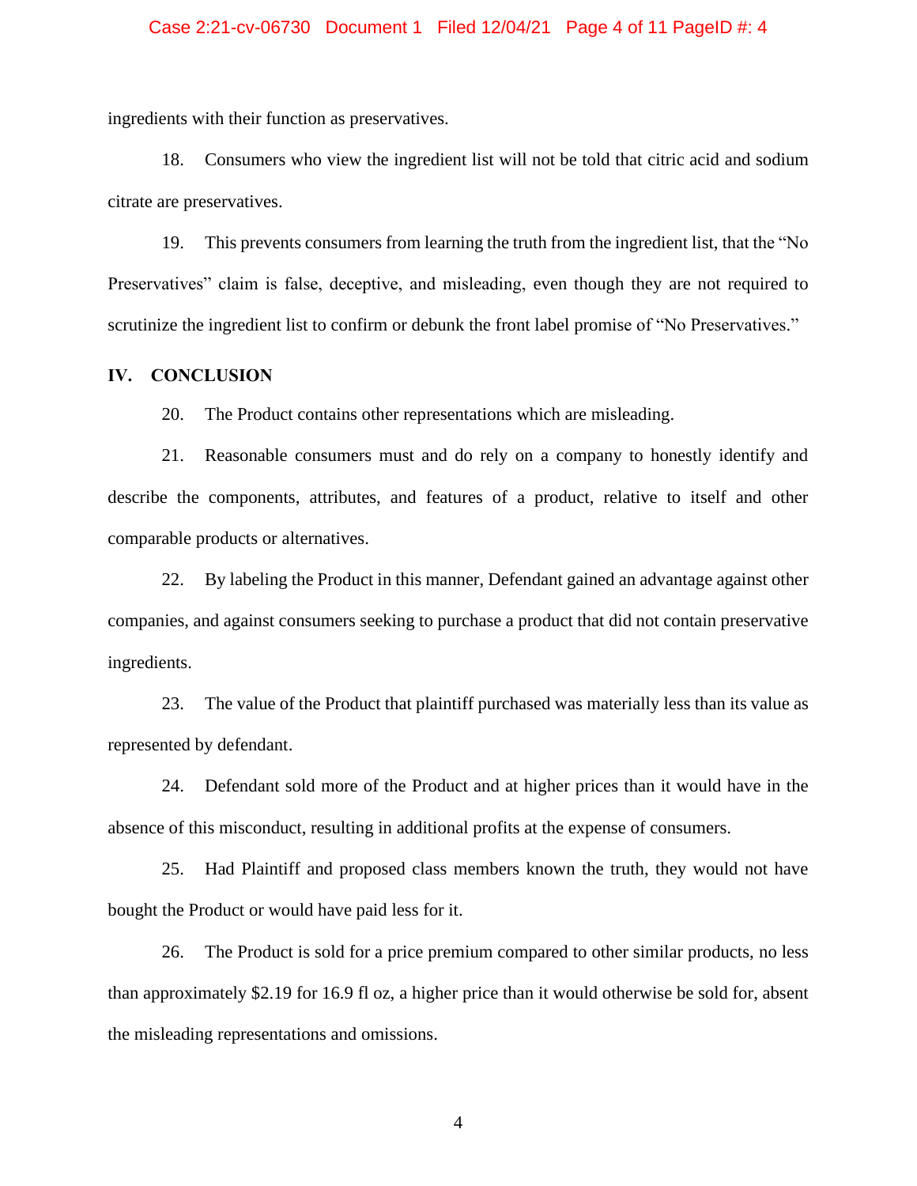ingredients with their function as preservatives.

18. Consumers who view the ingredient list will not be told that citric acid and sodium citrate are preservatives.

19. This prevents consumers from learning the truth from the ingredient list, that the "No Preservatives" claim is false, deceptive, and misleading, even though they are not required to scrutinize the ingredient list to confirm or debunk the front label promise of "No Preservatives."

## IV. CONCLUSION

20. The Product contains other representations which are misleading.

21. Reasonable consumers must and do rely on a company to honestly identify and describe the components, attributes, and features of a product, relative to itself and other comparable products or alternatives.

22. By labeling the Product in this manner, Defendant gained an advantage against other companies, and against consumers seeking to purchase a product that did not contain preservative ingredients.

23. The value of the Product that plaintiff purchased was materially less than its value as represented by defendant.

24. Defendant sold more of the Product and at higher prices than it would have in the absence of this misconduct, resulting in additional profits at the expense of consumers.

25. Had Plaintiff and proposed class members known the truth, they would not have bought the Product or would have paid less for it.

26. The Product is sold for a price premium compared to other similar products, no less than approximately $2.19 for 16.9 fl oz, a higher price than it would otherwise be sold for, absent the misleading representations and omissions.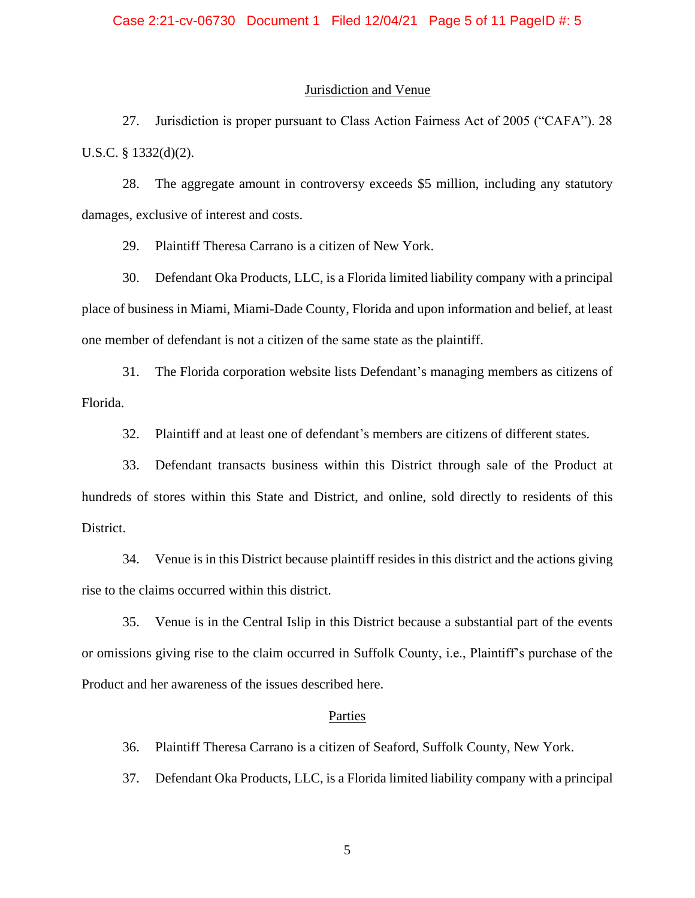## Jurisdiction and Venue

27. Jurisdiction is proper pursuant to Class Action Fairness Act of 2005 ("CAFA"). 28 U.S.C. § 1332(d)(2).

28. The aggregate amount in controversy exceeds $5 million, including any statutory damages, exclusive of interest and costs.

29. Plaintiff Theresa Carrano is a citizen of New York.

30. Defendant Oka Products, LLC, is a Florida limited liability company with a principal place of business in Miami, Miami-Dade County, Florida and upon information and belief, at least one member of defendant is not a citizen of the same state as the plaintiff.

31. The Florida corporation website lists Defendant's managing members as citizens of Florida.

32. Plaintiff and at least one of defendant's members are citizens of different states.

33. Defendant transacts business within this District through sale of the Product at hundreds of stores within this State and District, and online, sold directly to residents of this District.

34. Venue is in this District because plaintiff resides in this district and the actions giving rise to the claims occurred within this district.

35. Venue is in the Central Islip in this District because a substantial part of the events or omissions giving rise to the claim occurred in Suffolk County, i.e., Plaintiff's purchase of the Product and her awareness of the issues described here.

## Parties

36. Plaintiff Theresa Carrano is a citizen of Seaford, Suffolk County, New York.

37. Defendant Oka Products, LLC, is a Florida limited liability company with a principal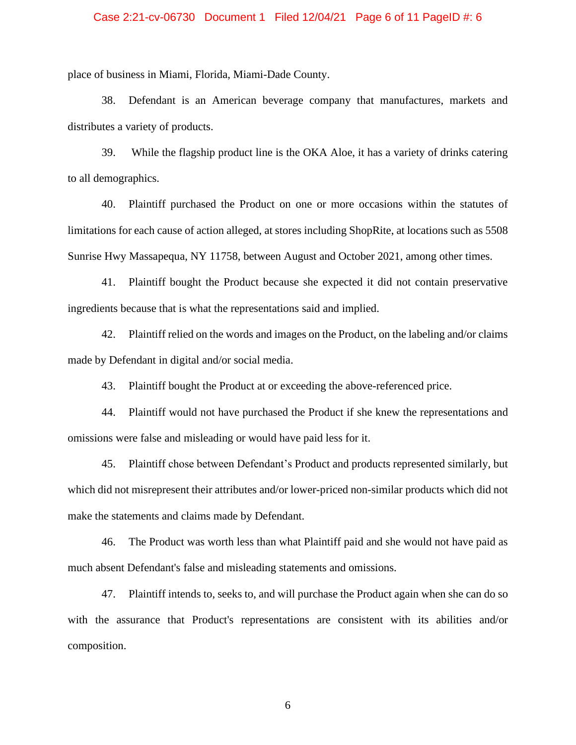place of business in Miami, Florida, Miami-Dade County.

38. Defendant is an American beverage company that manufactures, markets and distributes a variety of products.

39. While the flagship product line is the OKA Aloe, it has a variety of drinks catering to all demographics.

40. Plaintiff purchased the Product on one or more occasions within the statutes of limitations for each cause of action alleged, at stores including ShopRite, at locations such as 5508 Sunrise Hwy Massapequa, NY 11758, between August and October 2021, among other times.

41. Plaintiff bought the Product because she expected it did not contain preservative ingredients because that is what the representations said and implied.

42. Plaintiff relied on the words and images on the Product, on the labeling and/or claims made by Defendant in digital and/or social media.

43. Plaintiff bought the Product at or exceeding the above-referenced price.

44. Plaintiff would not have purchased the Product if she knew the representations and omissions were false and misleading or would have paid less for it.

45. Plaintiff chose between Defendant's Product and products represented similarly, but which did not misrepresent their attributes and/or lower-priced non-similar products which did not make the statements and claims made by Defendant.

46. The Product was worth less than what Plaintiff paid and she would not have paid as much absent Defendant's false and misleading statements and omissions.

47. Plaintiff intends to, seeks to, and will purchase the Product again when she can do so with the assurance that Product's representations are consistent with its abilities and/or composition.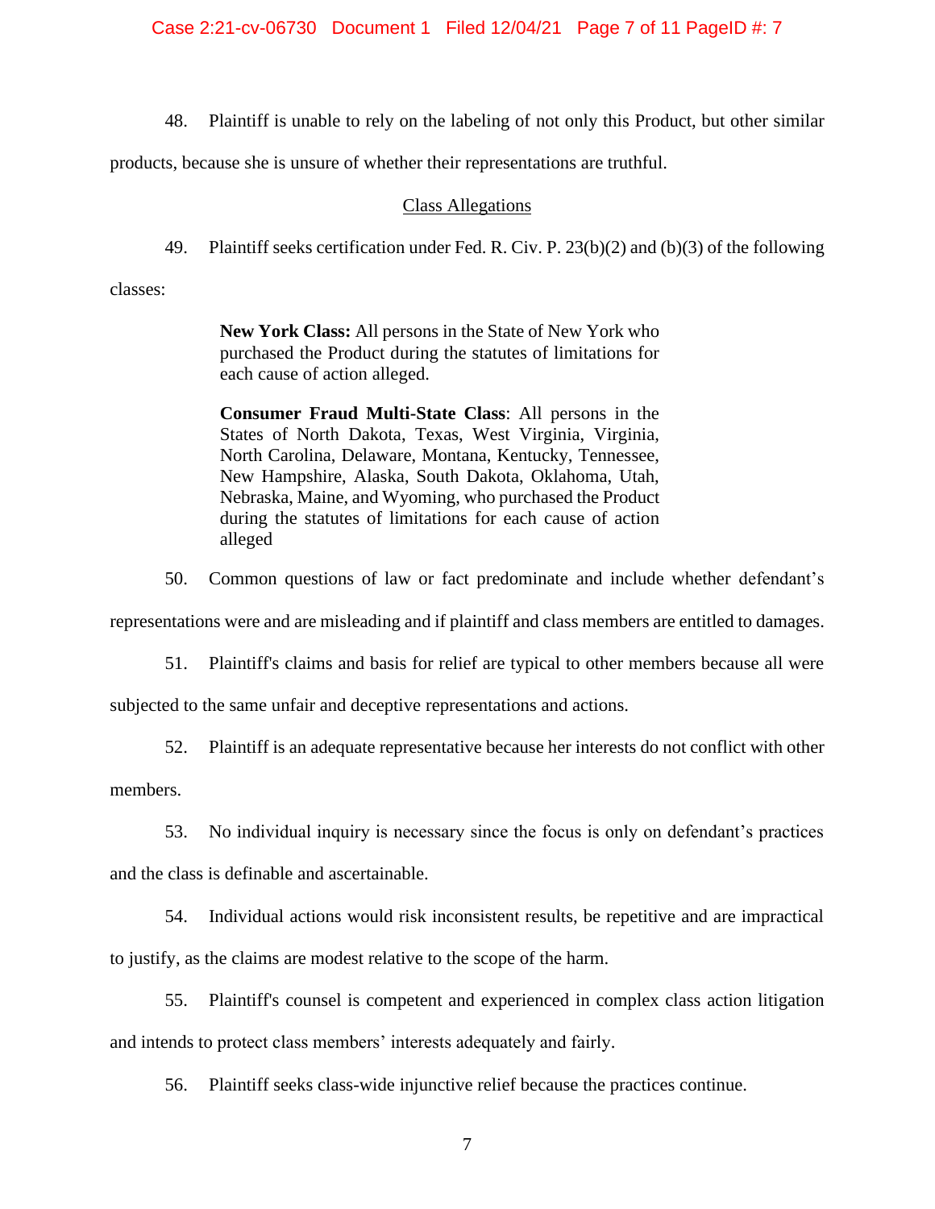48. Plaintiff is unable to rely on the labeling of not only this Product, but other similar products, because she is unsure of whether their representations are truthful.

## Class Allegations

49. Plaintiff seeks certification under Fed. R. Civ. P. 23(b)(2) and (b)(3) of the following classes:

> **New York Class:** All persons in the State of New York who purchased the Product during the statutes of limitations for each cause of action alleged.
>
> **Consumer Fraud Multi-State Class**: All persons in the States of North Dakota, Texas, West Virginia, Virginia, North Carolina, Delaware, Montana, Kentucky, Tennessee, New Hampshire, Alaska, South Dakota, Oklahoma, Utah, Nebraska, Maine, and Wyoming, who purchased the Product during the statutes of limitations for each cause of action alleged

50. Common questions of law or fact predominate and include whether defendant's representations were and are misleading and if plaintiff and class members are entitled to damages.

51. Plaintiff's claims and basis for relief are typical to other members because all were subjected to the same unfair and deceptive representations and actions.

52. Plaintiff is an adequate representative because her interests do not conflict with other members.

53. No individual inquiry is necessary since the focus is only on defendant's practices and the class is definable and ascertainable.

54. Individual actions would risk inconsistent results, be repetitive and are impractical to justify, as the claims are modest relative to the scope of the harm.

55. Plaintiff's counsel is competent and experienced in complex class action litigation and intends to protect class members' interests adequately and fairly.

56. Plaintiff seeks class-wide injunctive relief because the practices continue.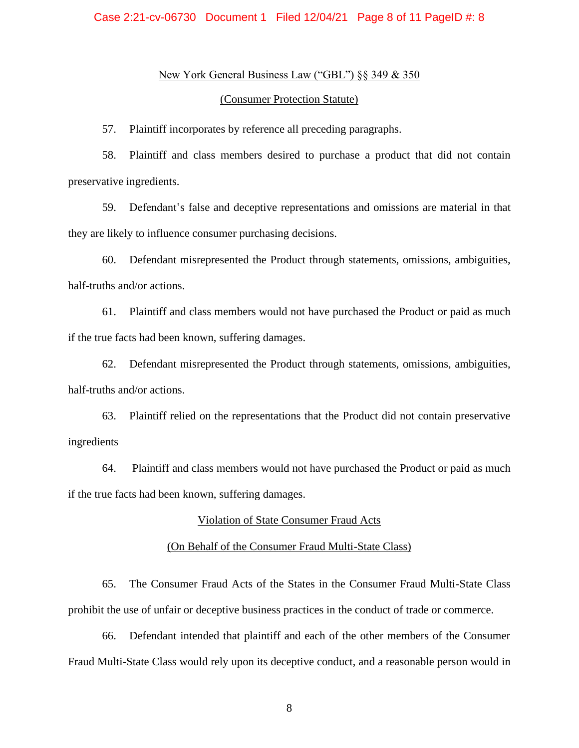New York General Business Law ("GBL") §§ 349 & 350

(Consumer Protection Statute)

57. Plaintiff incorporates by reference all preceding paragraphs.

58. Plaintiff and class members desired to purchase a product that did not contain preservative ingredients.

59. Defendant's false and deceptive representations and omissions are material in that they are likely to influence consumer purchasing decisions.

60. Defendant misrepresented the Product through statements, omissions, ambiguities, half-truths and/or actions.

61. Plaintiff and class members would not have purchased the Product or paid as much if the true facts had been known, suffering damages.

62. Defendant misrepresented the Product through statements, omissions, ambiguities, half-truths and/or actions.

63. Plaintiff relied on the representations that the Product did not contain preservative ingredients

64. Plaintiff and class members would not have purchased the Product or paid as much if the true facts had been known, suffering damages.

Violation of State Consumer Fraud Acts

(On Behalf of the Consumer Fraud Multi-State Class)

65. The Consumer Fraud Acts of the States in the Consumer Fraud Multi-State Class prohibit the use of unfair or deceptive business practices in the conduct of trade or commerce.

66. Defendant intended that plaintiff and each of the other members of the Consumer Fraud Multi-State Class would rely upon its deceptive conduct, and a reasonable person would in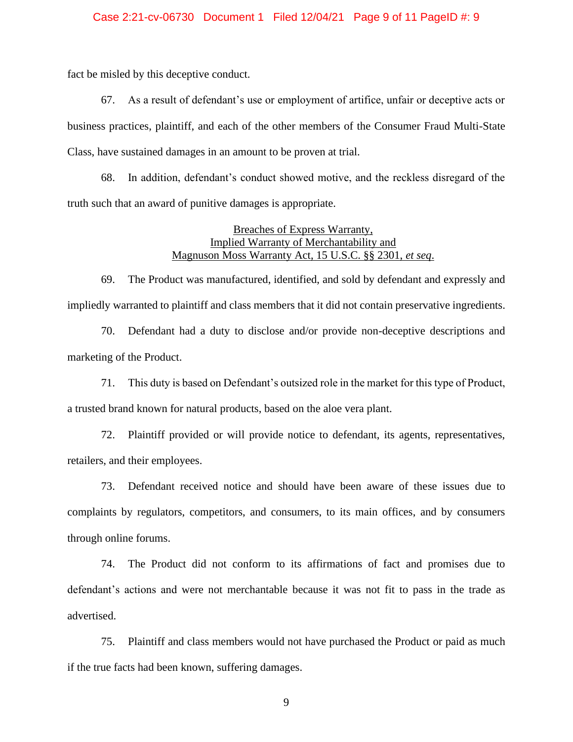fact be misled by this deceptive conduct.

67. As a result of defendant's use or employment of artifice, unfair or deceptive acts or business practices, plaintiff, and each of the other members of the Consumer Fraud Multi-State Class, have sustained damages in an amount to be proven at trial.

68. In addition, defendant's conduct showed motive, and the reckless disregard of the truth such that an award of punitive damages is appropriate.

<u>Breaches of Express Warranty,</u>
<u>Implied Warranty of Merchantability and</u>
<u>Magnuson Moss Warranty Act, 15 U.S.C. §§ 2301, *et seq*.</u>

69. The Product was manufactured, identified, and sold by defendant and expressly and impliedly warranted to plaintiff and class members that it did not contain preservative ingredients.

70. Defendant had a duty to disclose and/or provide non-deceptive descriptions and marketing of the Product.

71. This duty is based on Defendant's outsized role in the market for this type of Product, a trusted brand known for natural products, based on the aloe vera plant.

72. Plaintiff provided or will provide notice to defendant, its agents, representatives, retailers, and their employees.

73. Defendant received notice and should have been aware of these issues due to complaints by regulators, competitors, and consumers, to its main offices, and by consumers through online forums.

74. The Product did not conform to its affirmations of fact and promises due to defendant's actions and were not merchantable because it was not fit to pass in the trade as advertised.

75. Plaintiff and class members would not have purchased the Product or paid as much if the true facts had been known, suffering damages.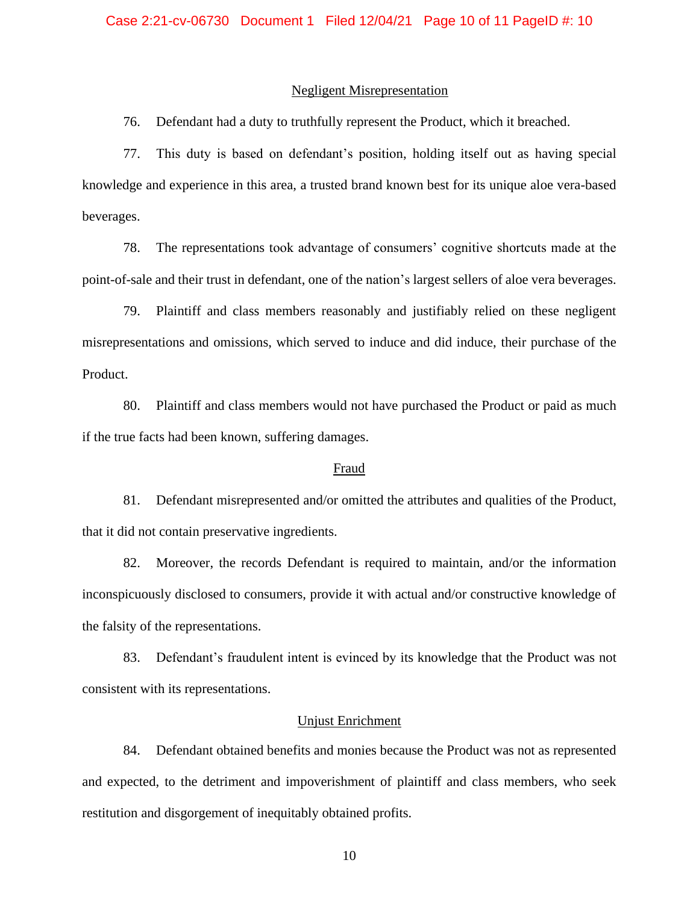## Negligent Misrepresentation

76. Defendant had a duty to truthfully represent the Product, which it breached.

77. This duty is based on defendant's position, holding itself out as having special knowledge and experience in this area, a trusted brand known best for its unique aloe vera-based beverages.

78. The representations took advantage of consumers' cognitive shortcuts made at the point-of-sale and their trust in defendant, one of the nation's largest sellers of aloe vera beverages.

79. Plaintiff and class members reasonably and justifiably relied on these negligent misrepresentations and omissions, which served to induce and did induce, their purchase of the Product.

80. Plaintiff and class members would not have purchased the Product or paid as much if the true facts had been known, suffering damages.

## Fraud

81. Defendant misrepresented and/or omitted the attributes and qualities of the Product, that it did not contain preservative ingredients.

82. Moreover, the records Defendant is required to maintain, and/or the information inconspicuously disclosed to consumers, provide it with actual and/or constructive knowledge of the falsity of the representations.

83. Defendant's fraudulent intent is evinced by its knowledge that the Product was not consistent with its representations.

## Unjust Enrichment

84. Defendant obtained benefits and monies because the Product was not as represented and expected, to the detriment and impoverishment of plaintiff and class members, who seek restitution and disgorgement of inequitably obtained profits.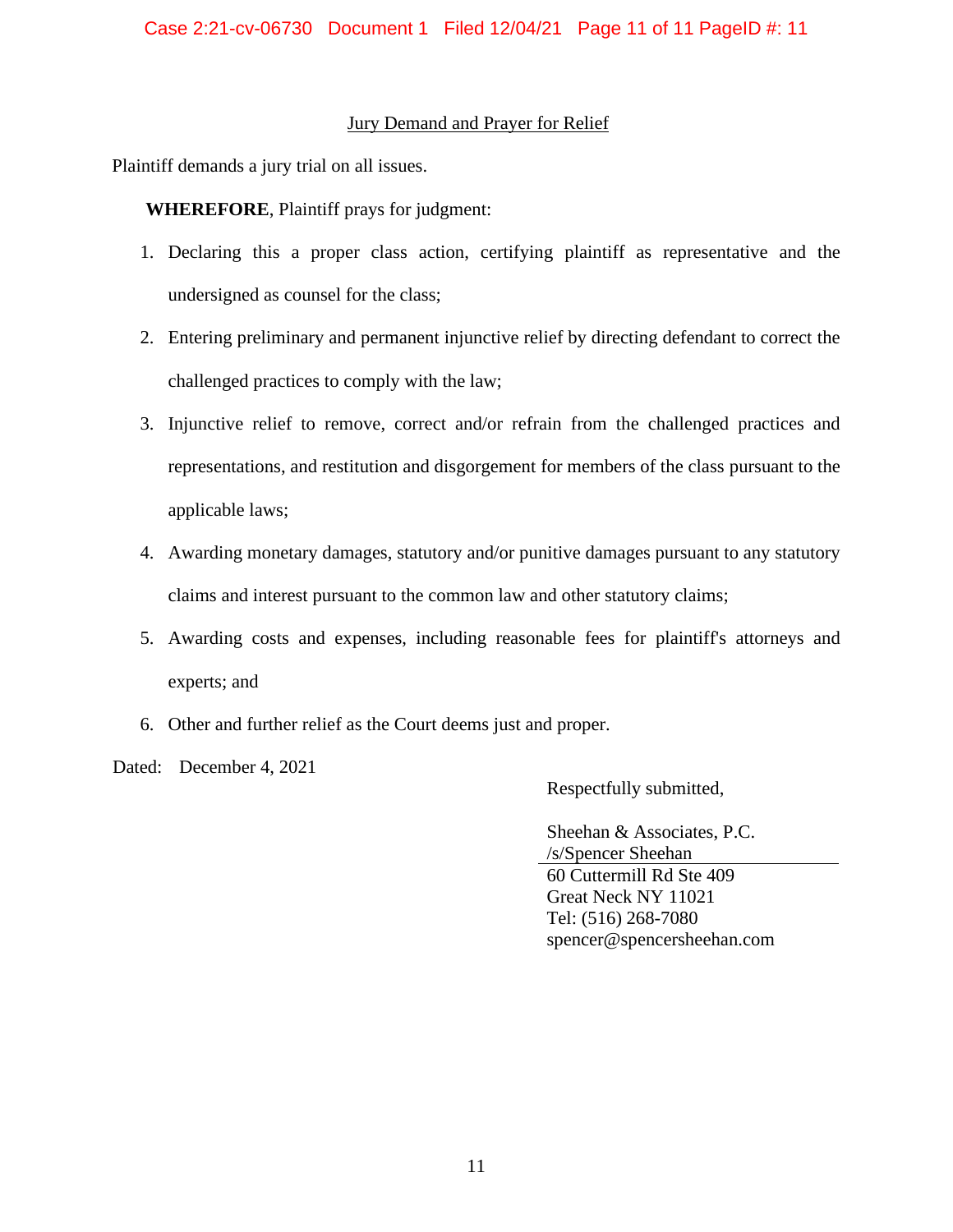## Jury Demand and Prayer for Relief

Plaintiff demands a jury trial on all issues.

**WHEREFORE**, Plaintiff prays for judgment:

1. Declaring this a proper class action, certifying plaintiff as representative and the undersigned as counsel for the class;
2. Entering preliminary and permanent injunctive relief by directing defendant to correct the challenged practices to comply with the law;
3. Injunctive relief to remove, correct and/or refrain from the challenged practices and representations, and restitution and disgorgement for members of the class pursuant to the applicable laws;
4. Awarding monetary damages, statutory and/or punitive damages pursuant to any statutory claims and interest pursuant to the common law and other statutory claims;
5. Awarding costs and expenses, including reasonable fees for plaintiff's attorneys and experts; and
6. Other and further relief as the Court deems just and proper.

Dated: December 4, 2021

Respectfully submitted,

Sheehan & Associates, P.C.
/s/Spencer Sheehan
60 Cuttermill Rd Ste 409
Great Neck NY 11021
Tel: (516) 268-7080
spencer@spencersheehan.com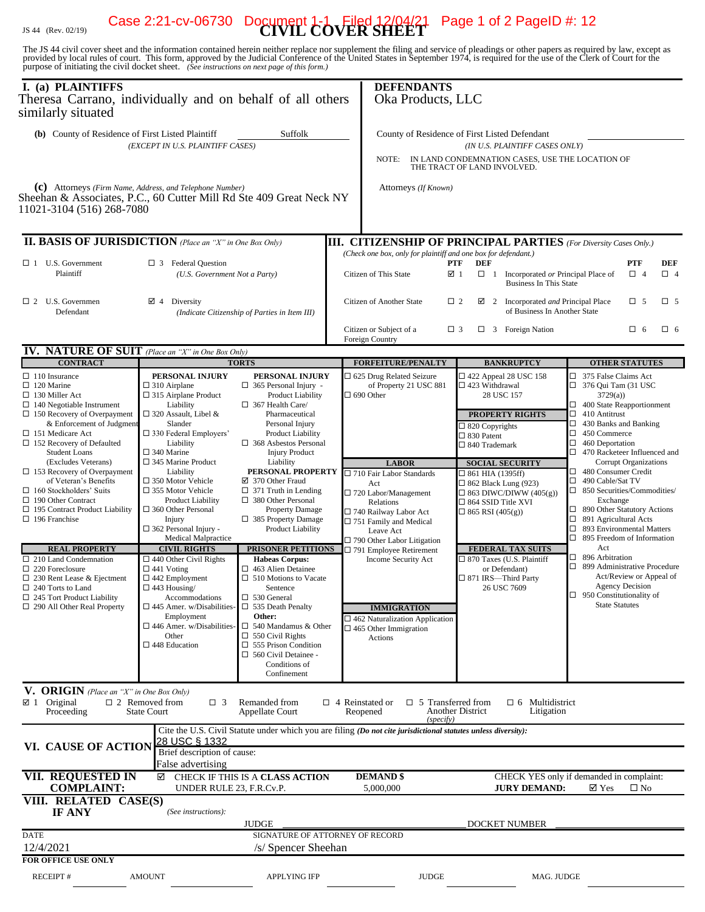JS 44 (Rev. 02/19)

# CIVIL COVER SHEET

The JS 44 civil cover sheet and the information contained herein neither replace nor supplement the filing and service of pleadings or other papers as required by law, except as provided by local rules of court. This form, approved by the Judicial Conference of the United States in September 1974, is required for the use of the Clerk of Court for the purpose of initiating the civil docket sheet. *(See instructions on next page of this form.)*

## I. (a) PLAINTIFFS

Theresa Carrano, individually and on behalf of all others similarly situated

**(b)** County of Residence of First Listed Plaintiff: Suffolk
*(EXCEPT IN U.S. PLAINTIFF CASES)*

**(c)** Attorneys *(Firm Name, Address, and Telephone Number)*
Sheehan & Associates, P.C., 60 Cutter Mill Rd Ste 409 Great Neck NY 11021-3104 (516) 268-7080

## DEFENDANTS

Oka Products, LLC

County of Residence of First Listed Defendant
*(IN U.S. PLAINTIFF CASES ONLY)*

NOTE: IN LAND CONDEMNATION CASES, USE THE LOCATION OF THE TRACT OF LAND INVOLVED.

Attorneys *(If Known)*

## II. BASIS OF JURISDICTION *(Place an "X" in One Box Only)*

- ☐ 1 U.S. Government Plaintiff
- ☐ 3 Federal Question (U.S. Government Not a Party)
- ☐ 2 U.S. Government Defendant
- ☑ 4 Diversity (Indicate Citizenship of Parties in Item III)

## III. CITIZENSHIP OF PRINCIPAL PARTIES *(For Diversity Cases Only.)*

*(Check one box, only for plaintiff and one box for defendant.)*

| | PTF | DEF | | PTF | DEF |
|---|---|---|---|---|---|
| Citizen of This State | ☑ 1 | ☐ 1 | Incorporated *or* Principal Place of Business In This State | ☐ 4 | ☐ 4 |
| Citizen of Another State | ☐ 2 | ☑ 2 | Incorporated *and* Principal Place of Business In Another State | ☐ 5 | ☐ 5 |
| Citizen or Subject of a Foreign Country | ☐ 3 | ☐ 3 | Foreign Nation | ☐ 6 | ☐ 6 |

## IV. NATURE OF SUIT *(Place an "X" in One Box Only)*

**CONTRACT**
- ☐ 110 Insurance
- ☐ 120 Marine
- ☐ 130 Miller Act
- ☐ 140 Negotiable Instrument
- ☐ 150 Recovery of Overpayment & Enforcement of Judgment
- ☐ 151 Medicare Act
- ☐ 152 Recovery of Defaulted Student Loans (Excludes Veterans)
- ☐ 153 Recovery of Overpayment of Veteran's Benefits
- ☐ 160 Stockholders' Suits
- ☐ 190 Other Contract
- ☐ 195 Contract Product Liability
- ☐ 196 Franchise

**REAL PROPERTY**
- ☐ 210 Land Condemnation
- ☐ 220 Foreclosure
- ☐ 230 Rent Lease & Ejectment
- ☐ 240 Torts to Land
- ☐ 245 Tort Product Liability
- ☐ 290 All Other Real Property

**TORTS**

PERSONAL INJURY
- ☐ 310 Airplane
- ☐ 315 Airplane Product Liability
- ☐ 320 Assault, Libel & Slander
- ☐ 330 Federal Employers' Liability
- ☐ 340 Marine
- ☐ 345 Marine Product Liability
- ☐ 350 Motor Vehicle
- ☐ 355 Motor Vehicle Product Liability
- ☐ 360 Other Personal Injury
- ☐ 362 Personal Injury - Medical Malpractice

PERSONAL INJURY
- ☐ 365 Personal Injury - Product Liability
- ☐ 367 Health Care/ Pharmaceutical Personal Injury Product Liability
- ☐ 368 Asbestos Personal Injury Product Liability

PERSONAL PROPERTY
- ☑ 370 Other Fraud
- ☐ 371 Truth in Lending
- ☐ 380 Other Personal Property Damage
- ☐ 385 Property Damage Product Liability

**CIVIL RIGHTS**
- ☐ 440 Other Civil Rights
- ☐ 441 Voting
- ☐ 442 Employment
- ☐ 443 Housing/ Accommodations
- ☐ 445 Amer. w/Disabilities-Employment
- ☐ 446 Amer. w/Disabilities-Other
- ☐ 448 Education

**PRISONER PETITIONS**

Habeas Corpus:
- ☐ 463 Alien Detainee
- ☐ 510 Motions to Vacate Sentence
- ☐ 530 General
- ☐ 535 Death Penalty

Other:
- ☐ 540 Mandamus & Other
- ☐ 550 Civil Rights
- ☐ 555 Prison Condition
- ☐ 560 Civil Detainee - Conditions of Confinement

**FORFEITURE/PENALTY**
- ☐ 625 Drug Related Seizure of Property 21 USC 881
- ☐ 690 Other

**LABOR**
- ☐ 710 Fair Labor Standards Act
- ☐ 720 Labor/Management Relations
- ☐ 740 Railway Labor Act
- ☐ 751 Family and Medical Leave Act
- ☐ 790 Other Labor Litigation
- ☐ 791 Employee Retirement Income Security Act

**IMMIGRATION**
- ☐ 462 Naturalization Application
- ☐ 465 Other Immigration Actions

**BANKRUPTCY**
- ☐ 422 Appeal 28 USC 158
- ☐ 423 Withdrawal 28 USC 157

**PROPERTY RIGHTS**
- ☐ 820 Copyrights
- ☐ 830 Patent
- ☐ 840 Trademark

**SOCIAL SECURITY**
- ☐ 861 HIA (1395ff)
- ☐ 862 Black Lung (923)
- ☐ 863 DIWC/DIWW (405(g))
- ☐ 864 SSID Title XVI
- ☐ 865 RSI (405(g))

**FEDERAL TAX SUITS**
- ☐ 870 Taxes (U.S. Plaintiff or Defendant)
- ☐ 871 IRS—Third Party 26 USC 7609

**OTHER STATUTES**
- ☐ 375 False Claims Act
- ☐ 376 Qui Tam (31 USC 3729(a))
- ☐ 400 State Reapportionment
- ☐ 410 Antitrust
- ☐ 430 Banks and Banking
- ☐ 450 Commerce
- ☐ 460 Deportation
- ☐ 470 Racketeer Influenced and Corrupt Organizations
- ☐ 480 Consumer Credit
- ☐ 490 Cable/Sat TV
- ☐ 850 Securities/Commodities/ Exchange
- ☐ 890 Other Statutory Actions
- ☐ 891 Agricultural Acts
- ☐ 893 Environmental Matters
- ☐ 895 Freedom of Information Act
- ☐ 896 Arbitration
- ☐ 899 Administrative Procedure Act/Review or Appeal of Agency Decision
- ☐ 950 Constitutionality of State Statutes

## V. ORIGIN *(Place an "X" in One Box Only)*

- ☑ 1 Original Proceeding
- ☐ 2 Removed from State Court
- ☐ 3 Remanded from Appellate Court
- ☐ 4 Reinstated or Reopened
- ☐ 5 Transferred from Another District *(specify)*
- ☐ 6 Multidistrict Litigation

## VI. CAUSE OF ACTION

Cite the U.S. Civil Statute under which you are filing *(Do not cite jurisdictional statutes unless diversity)*: 28 USC § 1332

Brief description of cause: False advertising

## VII. REQUESTED IN COMPLAINT:

☑ CHECK IF THIS IS A **CLASS ACTION** UNDER RULE 23, F.R.Cv.P.

**DEMAND $** 5,000,000

CHECK YES only if demanded in complaint: **JURY DEMAND:** ☑ Yes ☐ No

## VIII. RELATED CASE(S) IF ANY

*(See instructions):* JUDGE DOCKET NUMBER

DATE: 12/4/2021

SIGNATURE OF ATTORNEY OF RECORD: /s/ Spencer Sheehan

**FOR OFFICE USE ONLY**

RECEIPT # AMOUNT APPLYING IFP JUDGE MAG. JUDGE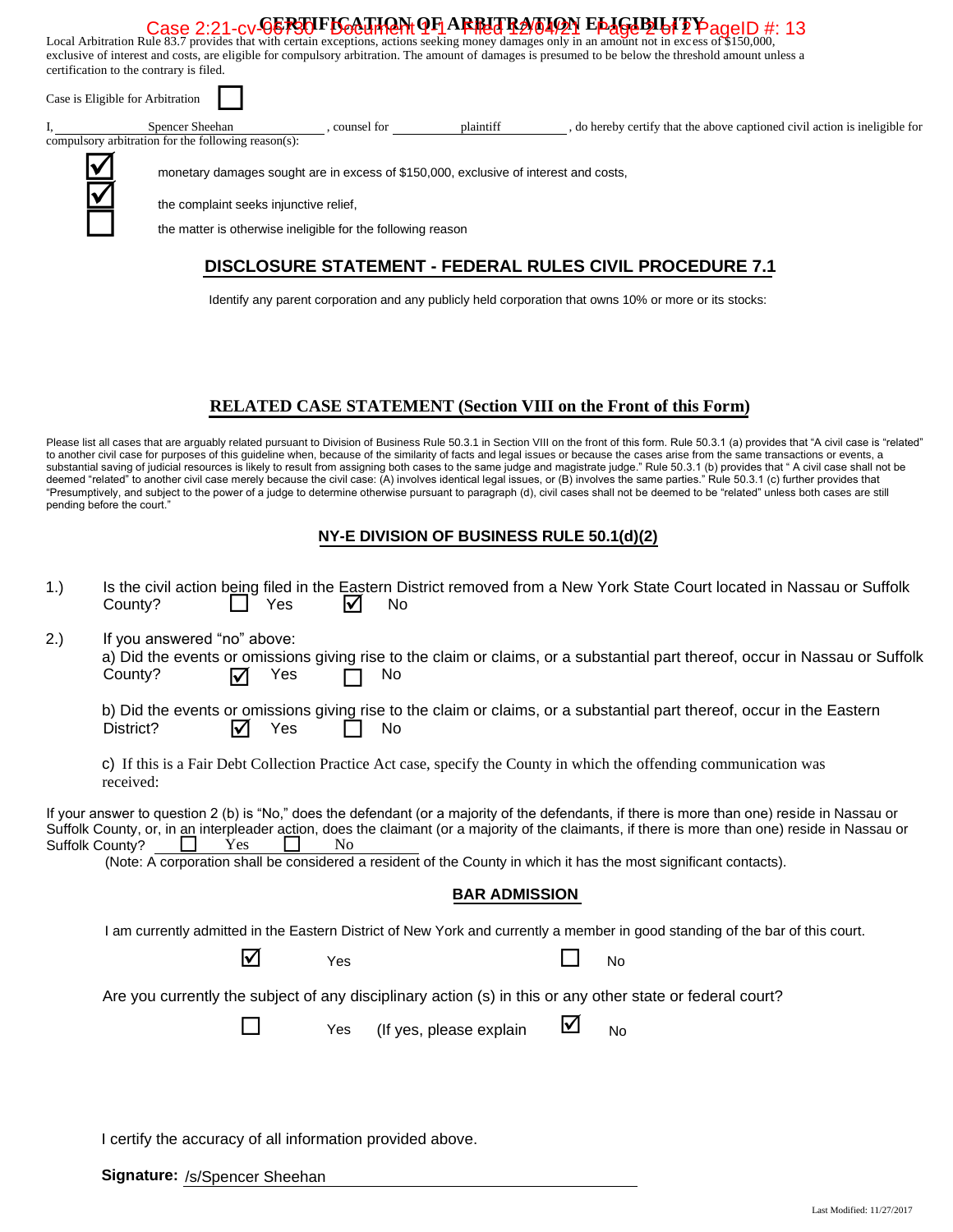## CERTIFICATION OF ARBITRATION ELIGIBILITY

Local Arbitration Rule 83.7 provides that with certain exceptions, actions seeking money damages only in an amount not in excess of $150,000, exclusive of interest and costs, are eligible for compulsory arbitration. The amount of damages is presumed to be below the threshold amount unless a certification to the contrary is filed.

Case is Eligible for Arbitration ☐

I, Spencer Sheehan, counsel for plaintiff, do hereby certify that the above captioned civil action is ineligible for compulsory arbitration for the following reason(s):

☑ monetary damages sought are in excess of $150,000, exclusive of interest and costs,

☑ the complaint seeks injunctive relief,

☐ the matter is otherwise ineligible for the following reason

## DISCLOSURE STATEMENT - FEDERAL RULES CIVIL PROCEDURE 7.1

Identify any parent corporation and any publicly held corporation that owns 10% or more or its stocks:

## RELATED CASE STATEMENT (Section VIII on the Front of this Form)

Please list all cases that are arguably related pursuant to Division of Business Rule 50.3.1 in Section VIII on the front of this form. Rule 50.3.1 (a) provides that "A civil case is "related" to another civil case for purposes of this guideline when, because of the similarity of facts and legal issues or because the cases arise from the same transactions or events, a substantial saving of judicial resources is likely to result from assigning both cases to the same judge and magistrate judge." Rule 50.3.1 (b) provides that " A civil case shall not be deemed "related" to another civil case merely because the civil case: (A) involves identical legal issues, or (B) involves the same parties." Rule 50.3.1 (c) further provides that "Presumptively, and subject to the power of a judge to determine otherwise pursuant to paragraph (d), civil cases shall not be deemed to be "related" unless both cases are still pending before the court."

## NY-E DIVISION OF BUSINESS RULE 50.1(d)(2)

1.) Is the civil action being filed in the Eastern District removed from a New York State Court located in Nassau or Suffolk County? ☐ Yes ☑ No

2.) If you answered "no" above:

a) Did the events or omissions giving rise to the claim or claims, or a substantial part thereof, occur in Nassau or Suffolk County? ☑ Yes ☐ No

b) Did the events or omissions giving rise to the claim or claims, or a substantial part thereof, occur in the Eastern District? ☑ Yes ☐ No

c) If this is a Fair Debt Collection Practice Act case, specify the County in which the offending communication was received:

If your answer to question 2 (b) is "No," does the defendant (or a majority of the defendants, if there is more than one) reside in Nassau or Suffolk County, or, in an interpleader action, does the claimant (or a majority of the claimants, if there is more than one) reside in Nassau or Suffolk County? ☐ Yes ☐ No

(Note: A corporation shall be considered a resident of the County in which it has the most significant contacts).

## BAR ADMISSION

I am currently admitted in the Eastern District of New York and currently a member in good standing of the bar of this court.

☑ Yes ☐ No

Are you currently the subject of any disciplinary action (s) in this or any other state or federal court?

☐ Yes (If yes, please explain ☑ No

I certify the accuracy of all information provided above.

**Signature:** /s/Spencer Sheehan

Last Modified: 11/27/2017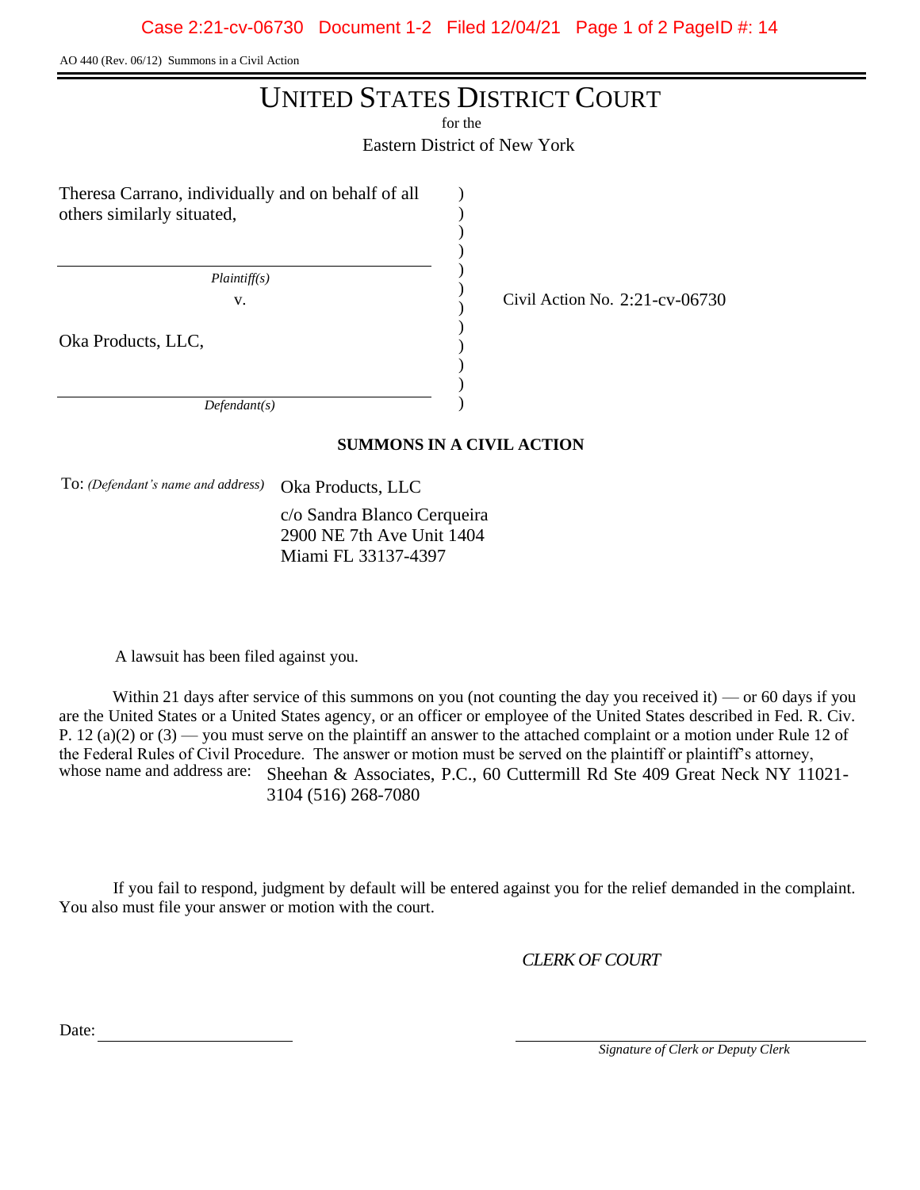AO 440 (Rev. 06/12) Summons in a Civil Action

# UNITED STATES DISTRICT COURT

for the

Eastern District of New York

Theresa Carrano, individually and on behalf of all others similarly situated,

*Plaintiff(s)*

v.

Oka Products, LLC,

*Defendant(s)*

Civil Action No. 2:21-cv-06730

**SUMMONS IN A CIVIL ACTION**

To: *(Defendant's name and address)* Oka Products, LLC
c/o Sandra Blanco Cerqueira
2900 NE 7th Ave Unit 1404
Miami FL 33137-4397

A lawsuit has been filed against you.

Within 21 days after service of this summons on you (not counting the day you received it) — or 60 days if you are the United States or a United States agency, or an officer or employee of the United States described in Fed. R. Civ. P. 12 (a)(2) or (3) — you must serve on the plaintiff an answer to the attached complaint or a motion under Rule 12 of the Federal Rules of Civil Procedure. The answer or motion must be served on the plaintiff or plaintiff's attorney, whose name and address are: Sheehan & Associates, P.C., 60 Cuttermill Rd Ste 409 Great Neck NY 11021-3104 (516) 268-7080

If you fail to respond, judgment by default will be entered against you for the relief demanded in the complaint. You also must file your answer or motion with the court.

*CLERK OF COURT*

Date: ____________________

____________________
*Signature of Clerk or Deputy Clerk*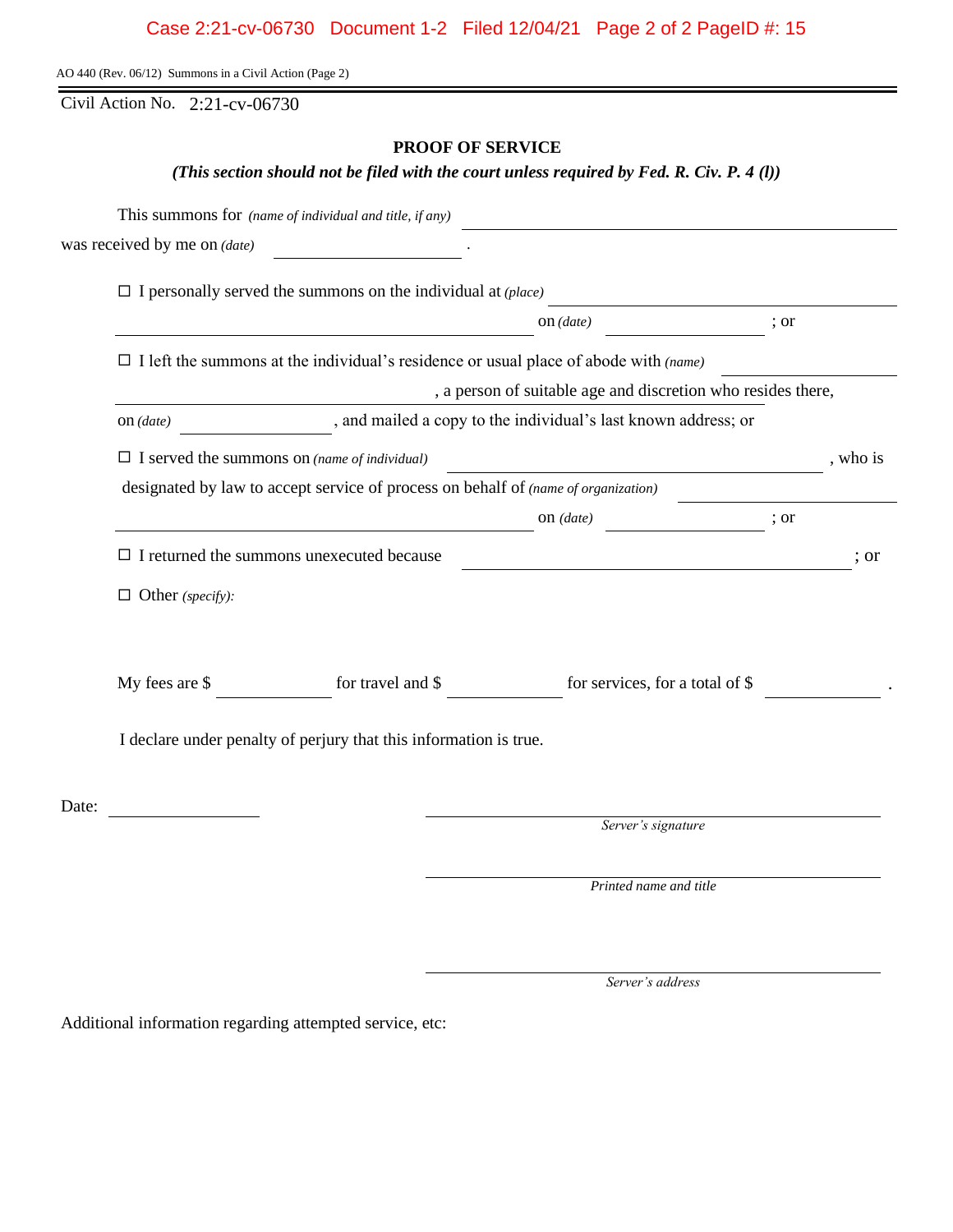AO 440 (Rev. 06/12) Summons in a Civil Action (Page 2)

Civil Action No. 2:21-cv-06730

## PROOF OF SERVICE

***(This section should not be filed with the court unless required by Fed. R. Civ. P. 4 (l))***

This summons for *(name of individual and title, if any)* ______________________________
was received by me on *(date)* ________________ .

☐ I personally served the summons on the individual at *(place)* ______________________________
______________________________ on *(date)* ________________ ; or

☐ I left the summons at the individual's residence or usual place of abode with *(name)* ________________
______________________________ , a person of suitable age and discretion who resides there,
on *(date)* ________________ , and mailed a copy to the individual's last known address; or

☐ I served the summons on *(name of individual)* ______________________________ , who is
designated by law to accept service of process on behalf of *(name of organization)* ________________
______________________________ on *(date)* ________________ ; or

☐ I returned the summons unexecuted because ______________________________ ; or

☐ Other *(specify)*:

My fees are $ ________ for travel and $ ________ for services, for a total of $ ________ .

I declare under penalty of perjury that this information is true.

Date: ________________

______________________________
*Server's signature*

______________________________
*Printed name and title*

______________________________
*Server's address*

Additional information regarding attempted service, etc: